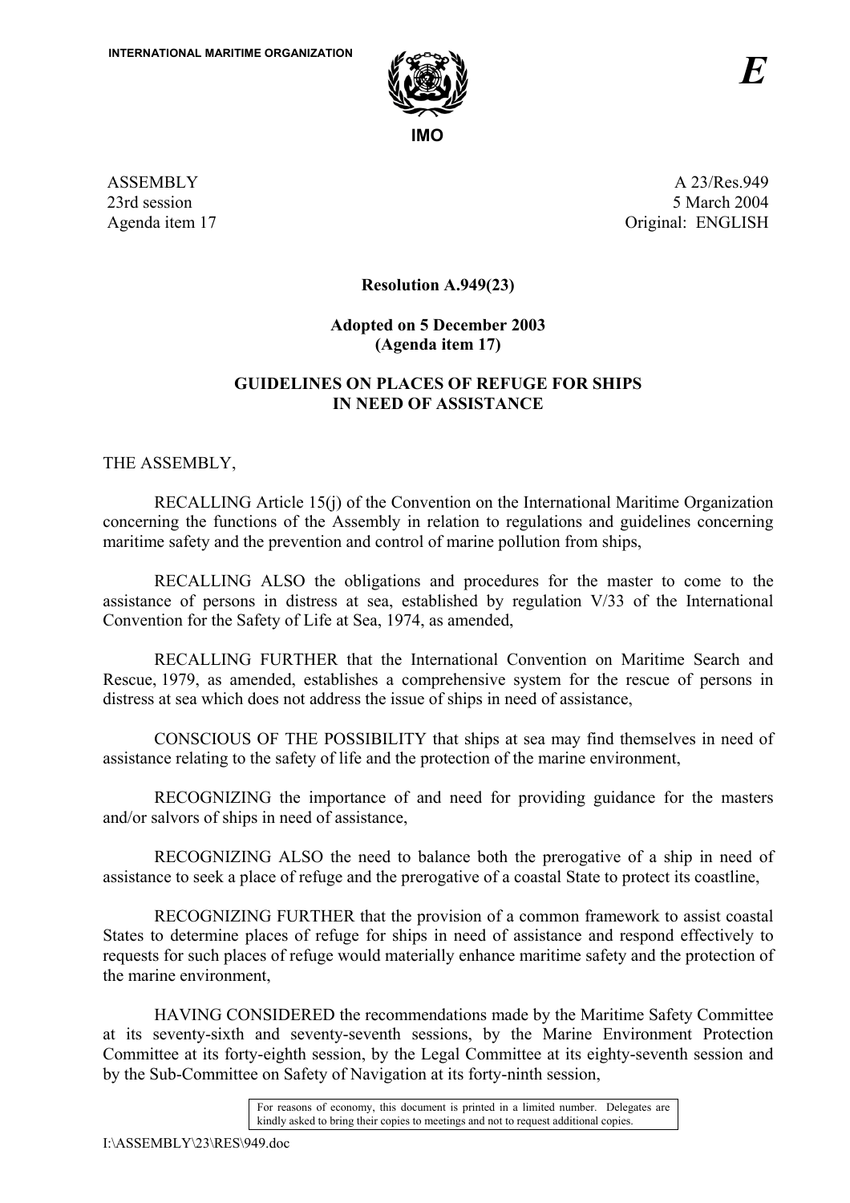INTERNATIONAL MARITIME ORGANIZATION

IMO

*E*

ASSEMBLY
23rd session
Agenda item 17

A 23/Res.949
5 March 2004
Original: ENGLISH

**Resolution A.949(23)**

**Adopted on 5 December 2003**
**(Agenda item 17)**

## GUIDELINES ON PLACES OF REFUGE FOR SHIPS IN NEED OF ASSISTANCE

THE ASSEMBLY,

RECALLING Article 15(j) of the Convention on the International Maritime Organization concerning the functions of the Assembly in relation to regulations and guidelines concerning maritime safety and the prevention and control of marine pollution from ships,

RECALLING ALSO the obligations and procedures for the master to come to the assistance of persons in distress at sea, established by regulation V/33 of the International Convention for the Safety of Life at Sea, 1974, as amended,

RECALLING FURTHER that the International Convention on Maritime Search and Rescue, 1979, as amended, establishes a comprehensive system for the rescue of persons in distress at sea which does not address the issue of ships in need of assistance,

CONSCIOUS OF THE POSSIBILITY that ships at sea may find themselves in need of assistance relating to the safety of life and the protection of the marine environment,

RECOGNIZING the importance of and need for providing guidance for the masters and/or salvors of ships in need of assistance,

RECOGNIZING ALSO the need to balance both the prerogative of a ship in need of assistance to seek a place of refuge and the prerogative of a coastal State to protect its coastline,

RECOGNIZING FURTHER that the provision of a common framework to assist coastal States to determine places of refuge for ships in need of assistance and respond effectively to requests for such places of refuge would materially enhance maritime safety and the protection of the marine environment,

HAVING CONSIDERED the recommendations made by the Maritime Safety Committee at its seventy-sixth and seventy-seventh sessions, by the Marine Environment Protection Committee at its forty-eighth session, by the Legal Committee at its eighty-seventh session and by the Sub-Committee on Safety of Navigation at its forty-ninth session,

For reasons of economy, this document is printed in a limited number. Delegates are kindly asked to bring their copies to meetings and not to request additional copies.

I:\ASSEMBLY\23\RES\949.doc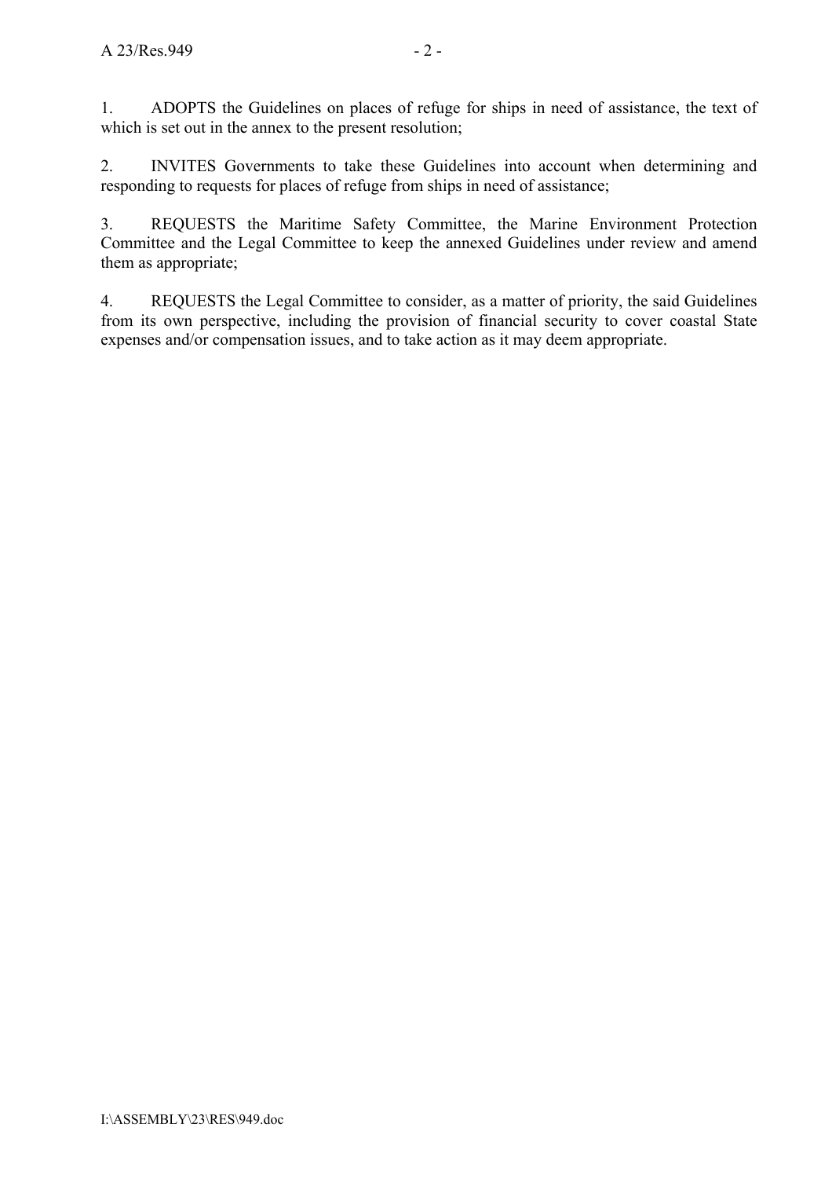1. ADOPTS the Guidelines on places of refuge for ships in need of assistance, the text of which is set out in the annex to the present resolution;

2. INVITES Governments to take these Guidelines into account when determining and responding to requests for places of refuge from ships in need of assistance;

3. REQUESTS the Maritime Safety Committee, the Marine Environment Protection Committee and the Legal Committee to keep the annexed Guidelines under review and amend them as appropriate;

4. REQUESTS the Legal Committee to consider, as a matter of priority, the said Guidelines from its own perspective, including the provision of financial security to cover coastal State expenses and/or compensation issues, and to take action as it may deem appropriate.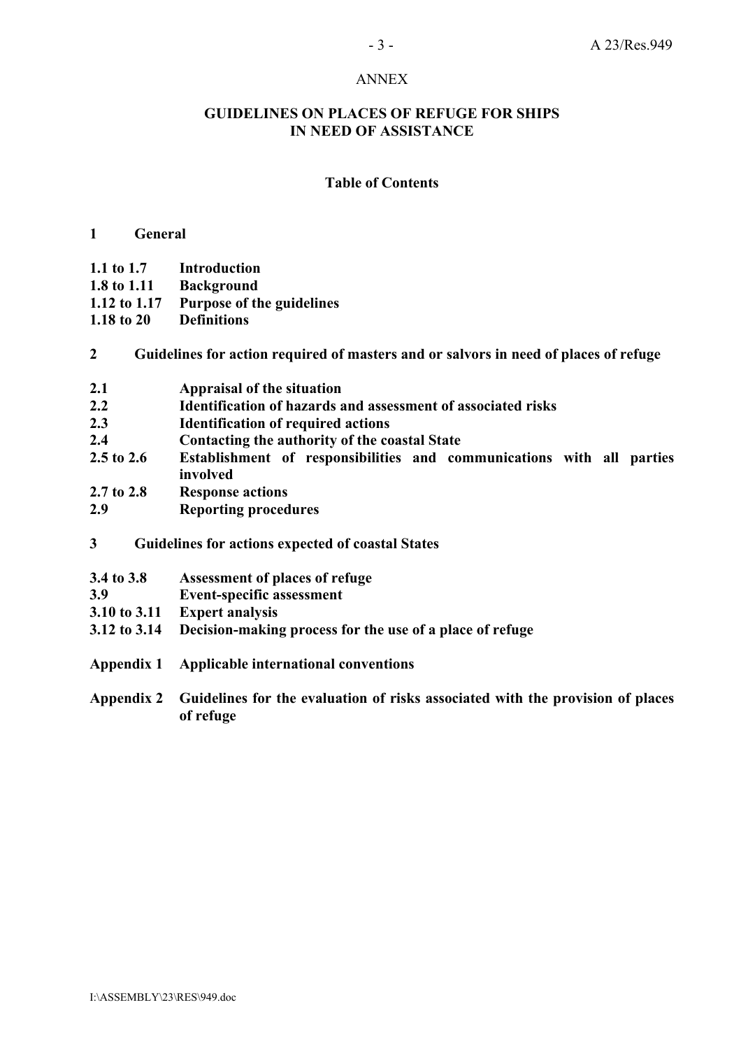ANNEX

# GUIDELINES ON PLACES OF REFUGE FOR SHIPS IN NEED OF ASSISTANCE

## Table of Contents

**1 General**

- **1.1 to 1.7** **Introduction**
- **1.8 to 1.11** **Background**
- **1.12 to 1.17** **Purpose of the guidelines**
- **1.18 to 20** **Definitions**

**2 Guidelines for action required of masters and or salvors in need of places of refuge**

- **2.1** **Appraisal of the situation**
- **2.2** **Identification of hazards and assessment of associated risks**
- **2.3** **Identification of required actions**
- **2.4** **Contacting the authority of the coastal State**
- **2.5 to 2.6** **Establishment of responsibilities and communications with all parties involved**
- **2.7 to 2.8** **Response actions**
- **2.9** **Reporting procedures**

**3 Guidelines for actions expected of coastal States**

- **3.4 to 3.8** **Assessment of places of refuge**
- **3.9** **Event-specific assessment**
- **3.10 to 3.11** **Expert analysis**
- **3.12 to 3.14** **Decision-making process for the use of a place of refuge**

**Appendix 1** **Applicable international conventions**

**Appendix 2** **Guidelines for the evaluation of risks associated with the provision of places of refuge**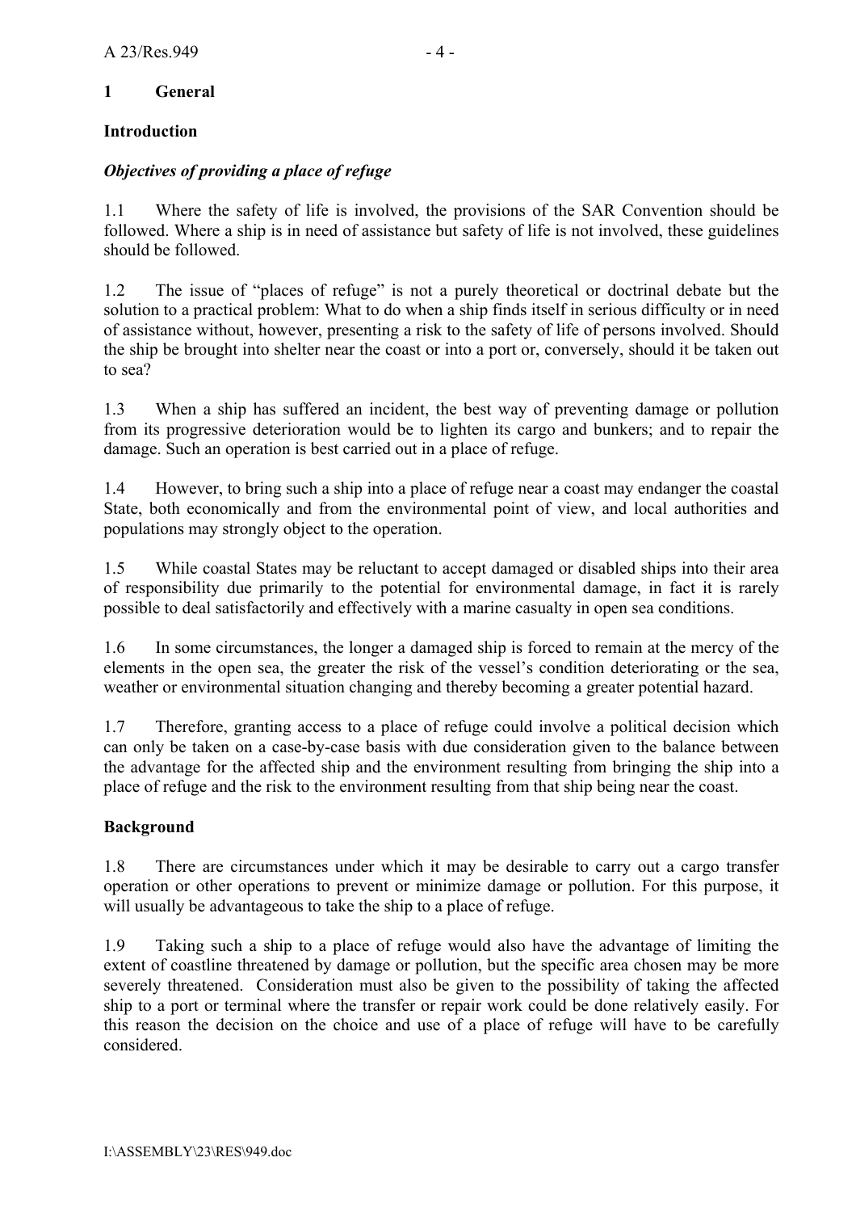## 1 General

### Introduction

***Objectives of providing a place of refuge***

1.1 Where the safety of life is involved, the provisions of the SAR Convention should be followed. Where a ship is in need of assistance but safety of life is not involved, these guidelines should be followed.

1.2 The issue of "places of refuge" is not a purely theoretical or doctrinal debate but the solution to a practical problem: What to do when a ship finds itself in serious difficulty or in need of assistance without, however, presenting a risk to the safety of life of persons involved. Should the ship be brought into shelter near the coast or into a port or, conversely, should it be taken out to sea?

1.3 When a ship has suffered an incident, the best way of preventing damage or pollution from its progressive deterioration would be to lighten its cargo and bunkers; and to repair the damage. Such an operation is best carried out in a place of refuge.

1.4 However, to bring such a ship into a place of refuge near a coast may endanger the coastal State, both economically and from the environmental point of view, and local authorities and populations may strongly object to the operation.

1.5 While coastal States may be reluctant to accept damaged or disabled ships into their area of responsibility due primarily to the potential for environmental damage, in fact it is rarely possible to deal satisfactorily and effectively with a marine casualty in open sea conditions.

1.6 In some circumstances, the longer a damaged ship is forced to remain at the mercy of the elements in the open sea, the greater the risk of the vessel's condition deteriorating or the sea, weather or environmental situation changing and thereby becoming a greater potential hazard.

1.7 Therefore, granting access to a place of refuge could involve a political decision which can only be taken on a case-by-case basis with due consideration given to the balance between the advantage for the affected ship and the environment resulting from bringing the ship into a place of refuge and the risk to the environment resulting from that ship being near the coast.

### Background

1.8 There are circumstances under which it may be desirable to carry out a cargo transfer operation or other operations to prevent or minimize damage or pollution. For this purpose, it will usually be advantageous to take the ship to a place of refuge.

1.9 Taking such a ship to a place of refuge would also have the advantage of limiting the extent of coastline threatened by damage or pollution, but the specific area chosen may be more severely threatened. Consideration must also be given to the possibility of taking the affected ship to a port or terminal where the transfer or repair work could be done relatively easily. For this reason the decision on the choice and use of a place of refuge will have to be carefully considered.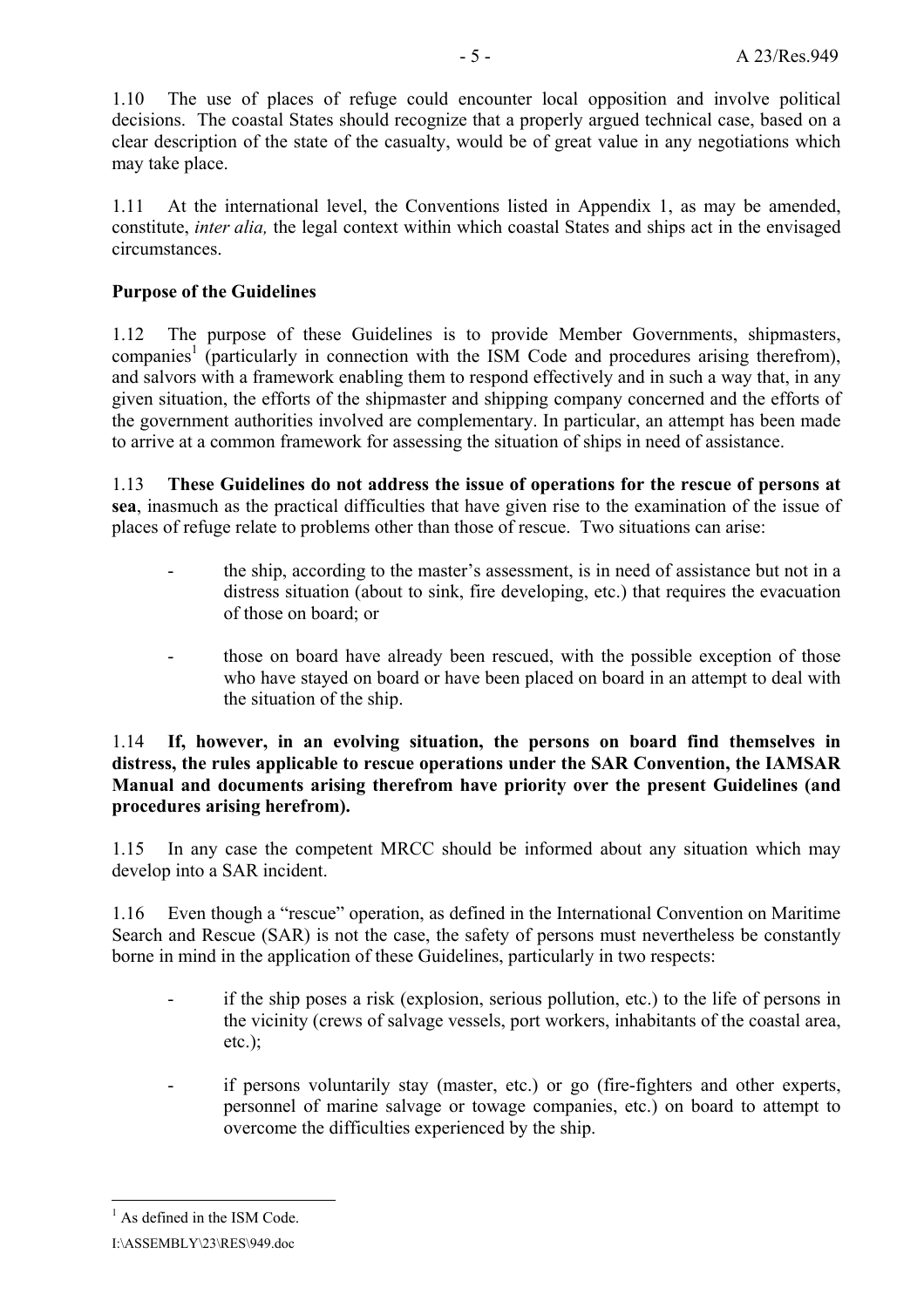1.10 The use of places of refuge could encounter local opposition and involve political decisions. The coastal States should recognize that a properly argued technical case, based on a clear description of the state of the casualty, would be of great value in any negotiations which may take place.

1.11 At the international level, the Conventions listed in Appendix 1, as may be amended, constitute, *inter alia,* the legal context within which coastal States and ships act in the envisaged circumstances.

**Purpose of the Guidelines**

1.12 The purpose of these Guidelines is to provide Member Governments, shipmasters, companies[1] (particularly in connection with the ISM Code and procedures arising therefrom), and salvors with a framework enabling them to respond effectively and in such a way that, in any given situation, the efforts of the shipmaster and shipping company concerned and the efforts of the government authorities involved are complementary. In particular, an attempt has been made to arrive at a common framework for assessing the situation of ships in need of assistance.

1.13 **These Guidelines do not address the issue of operations for the rescue of persons at sea**, inasmuch as the practical difficulties that have given rise to the examination of the issue of places of refuge relate to problems other than those of rescue. Two situations can arise:

- the ship, according to the master's assessment, is in need of assistance but not in a distress situation (about to sink, fire developing, etc.) that requires the evacuation of those on board; or

- those on board have already been rescued, with the possible exception of those who have stayed on board or have been placed on board in an attempt to deal with the situation of the ship.

1.14 **If, however, in an evolving situation, the persons on board find themselves in distress, the rules applicable to rescue operations under the SAR Convention, the IAMSAR Manual and documents arising therefrom have priority over the present Guidelines (and procedures arising herefrom).**

1.15 In any case the competent MRCC should be informed about any situation which may develop into a SAR incident.

1.16 Even though a "rescue" operation, as defined in the International Convention on Maritime Search and Rescue (SAR) is not the case, the safety of persons must nevertheless be constantly borne in mind in the application of these Guidelines, particularly in two respects:

- if the ship poses a risk (explosion, serious pollution, etc.) to the life of persons in the vicinity (crews of salvage vessels, port workers, inhabitants of the coastal area, etc.);

- if persons voluntarily stay (master, etc.) or go (fire-fighters and other experts, personnel of marine salvage or towage companies, etc.) on board to attempt to overcome the difficulties experienced by the ship.

---

[1] As defined in the ISM Code.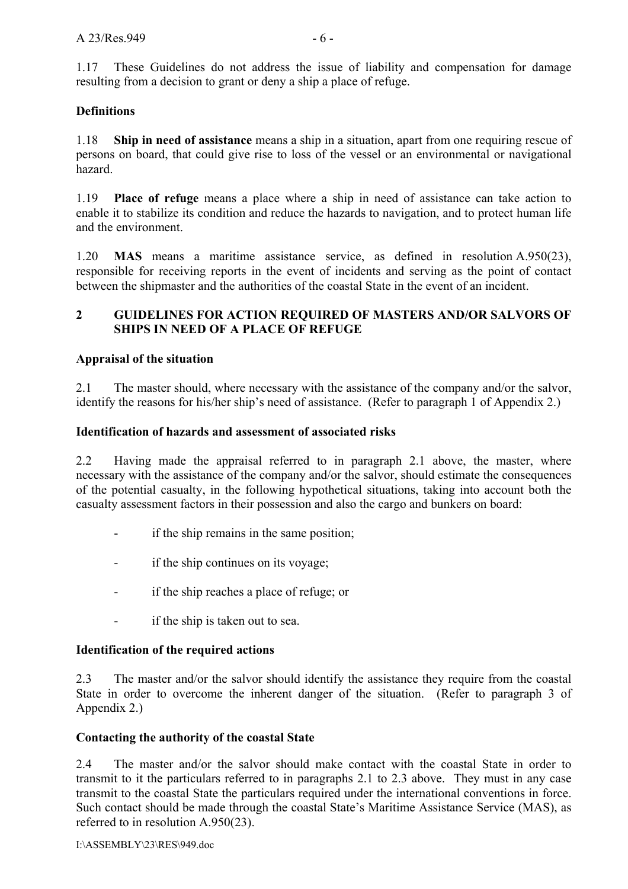1.17 These Guidelines do not address the issue of liability and compensation for damage resulting from a decision to grant or deny a ship a place of refuge.

**Definitions**

1.18 **Ship in need of assistance** means a ship in a situation, apart from one requiring rescue of persons on board, that could give rise to loss of the vessel or an environmental or navigational hazard.

1.19 **Place of refuge** means a place where a ship in need of assistance can take action to enable it to stabilize its condition and reduce the hazards to navigation, and to protect human life and the environment.

1.20 **MAS** means a maritime assistance service, as defined in resolution A.950(23), responsible for receiving reports in the event of incidents and serving as the point of contact between the shipmaster and the authorities of the coastal State in the event of an incident.

## 2 GUIDELINES FOR ACTION REQUIRED OF MASTERS AND/OR SALVORS OF SHIPS IN NEED OF A PLACE OF REFUGE

**Appraisal of the situation**

2.1 The master should, where necessary with the assistance of the company and/or the salvor, identify the reasons for his/her ship's need of assistance. (Refer to paragraph 1 of Appendix 2.)

**Identification of hazards and assessment of associated risks**

2.2 Having made the appraisal referred to in paragraph 2.1 above, the master, where necessary with the assistance of the company and/or the salvor, should estimate the consequences of the potential casualty, in the following hypothetical situations, taking into account both the casualty assessment factors in their possession and also the cargo and bunkers on board:

- if the ship remains in the same position;
- if the ship continues on its voyage;
- if the ship reaches a place of refuge; or
- if the ship is taken out to sea.

**Identification of the required actions**

2.3 The master and/or the salvor should identify the assistance they require from the coastal State in order to overcome the inherent danger of the situation. (Refer to paragraph 3 of Appendix 2.)

**Contacting the authority of the coastal State**

2.4 The master and/or the salvor should make contact with the coastal State in order to transmit to it the particulars referred to in paragraphs 2.1 to 2.3 above. They must in any case transmit to the coastal State the particulars required under the international conventions in force. Such contact should be made through the coastal State's Maritime Assistance Service (MAS), as referred to in resolution A.950(23).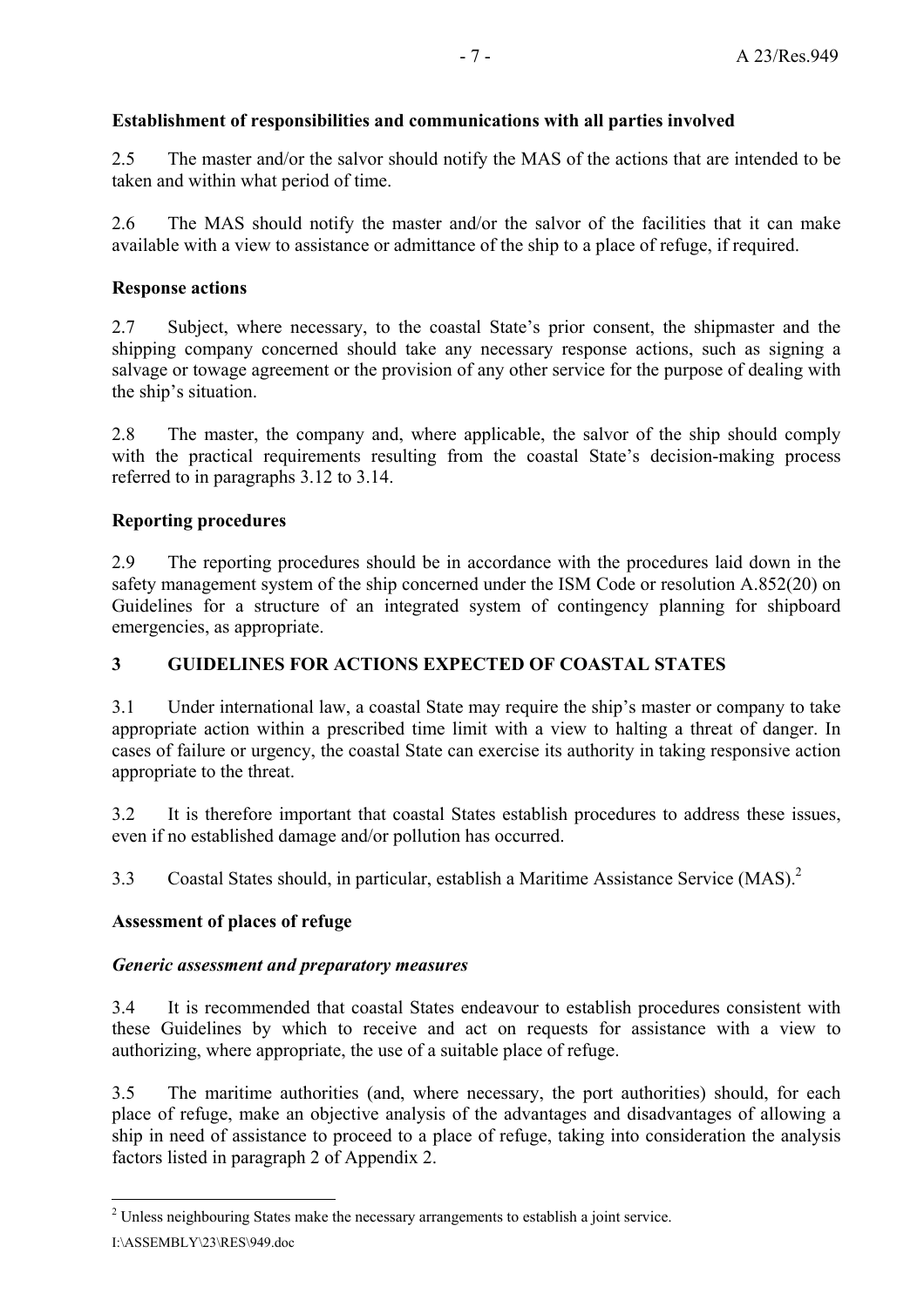**Establishment of responsibilities and communications with all parties involved**

2.5 The master and/or the salvor should notify the MAS of the actions that are intended to be taken and within what period of time.

2.6 The MAS should notify the master and/or the salvor of the facilities that it can make available with a view to assistance or admittance of the ship to a place of refuge, if required.

**Response actions**

2.7 Subject, where necessary, to the coastal State's prior consent, the shipmaster and the shipping company concerned should take any necessary response actions, such as signing a salvage or towage agreement or the provision of any other service for the purpose of dealing with the ship's situation.

2.8 The master, the company and, where applicable, the salvor of the ship should comply with the practical requirements resulting from the coastal State's decision-making process referred to in paragraphs 3.12 to 3.14.

**Reporting procedures**

2.9 The reporting procedures should be in accordance with the procedures laid down in the safety management system of the ship concerned under the ISM Code or resolution A.852(20) on Guidelines for a structure of an integrated system of contingency planning for shipboard emergencies, as appropriate.

## 3 GUIDELINES FOR ACTIONS EXPECTED OF COASTAL STATES

3.1 Under international law, a coastal State may require the ship's master or company to take appropriate action within a prescribed time limit with a view to halting a threat of danger. In cases of failure or urgency, the coastal State can exercise its authority in taking responsive action appropriate to the threat.

3.2 It is therefore important that coastal States establish procedures to address these issues, even if no established damage and/or pollution has occurred.

3.3 Coastal States should, in particular, establish a Maritime Assistance Service (MAS).[2]

**Assessment of places of refuge**

***Generic assessment and preparatory measures***

3.4 It is recommended that coastal States endeavour to establish procedures consistent with these Guidelines by which to receive and act on requests for assistance with a view to authorizing, where appropriate, the use of a suitable place of refuge.

3.5 The maritime authorities (and, where necessary, the port authorities) should, for each place of refuge, make an objective analysis of the advantages and disadvantages of allowing a ship in need of assistance to proceed to a place of refuge, taking into consideration the analysis factors listed in paragraph 2 of Appendix 2.

---

[2] Unless neighbouring States make the necessary arrangements to establish a joint service.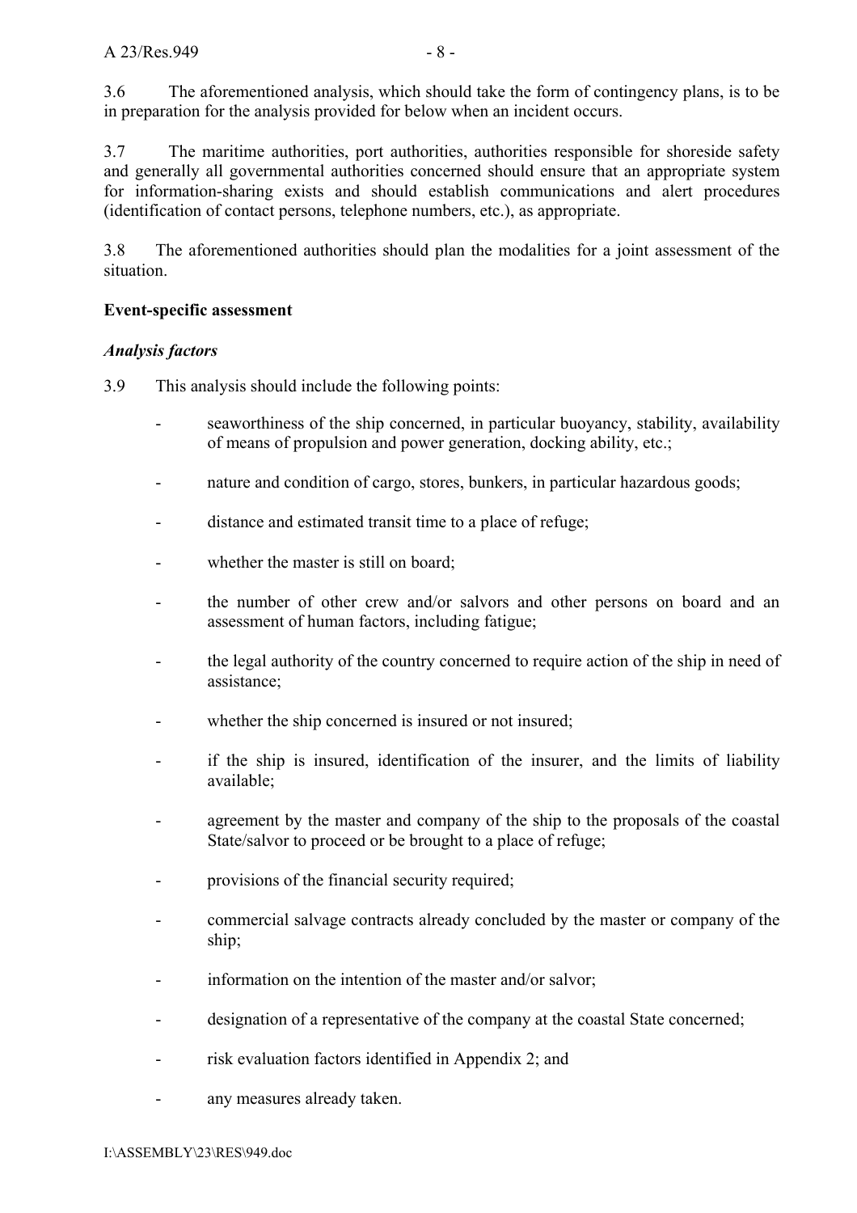3.6 The aforementioned analysis, which should take the form of contingency plans, is to be in preparation for the analysis provided for below when an incident occurs.

3.7 The maritime authorities, port authorities, authorities responsible for shoreside safety and generally all governmental authorities concerned should ensure that an appropriate system for information-sharing exists and should establish communications and alert procedures (identification of contact persons, telephone numbers, etc.), as appropriate.

3.8 The aforementioned authorities should plan the modalities for a joint assessment of the situation.

**Event-specific assessment**

***Analysis factors***

3.9 This analysis should include the following points:

- seaworthiness of the ship concerned, in particular buoyancy, stability, availability of means of propulsion and power generation, docking ability, etc.;
- nature and condition of cargo, stores, bunkers, in particular hazardous goods;
- distance and estimated transit time to a place of refuge;
- whether the master is still on board;
- the number of other crew and/or salvors and other persons on board and an assessment of human factors, including fatigue;
- the legal authority of the country concerned to require action of the ship in need of assistance;
- whether the ship concerned is insured or not insured;
- if the ship is insured, identification of the insurer, and the limits of liability available;
- agreement by the master and company of the ship to the proposals of the coastal State/salvor to proceed or be brought to a place of refuge;
- provisions of the financial security required;
- commercial salvage contracts already concluded by the master or company of the ship;
- information on the intention of the master and/or salvor;
- designation of a representative of the company at the coastal State concerned;
- risk evaluation factors identified in Appendix 2; and
- any measures already taken.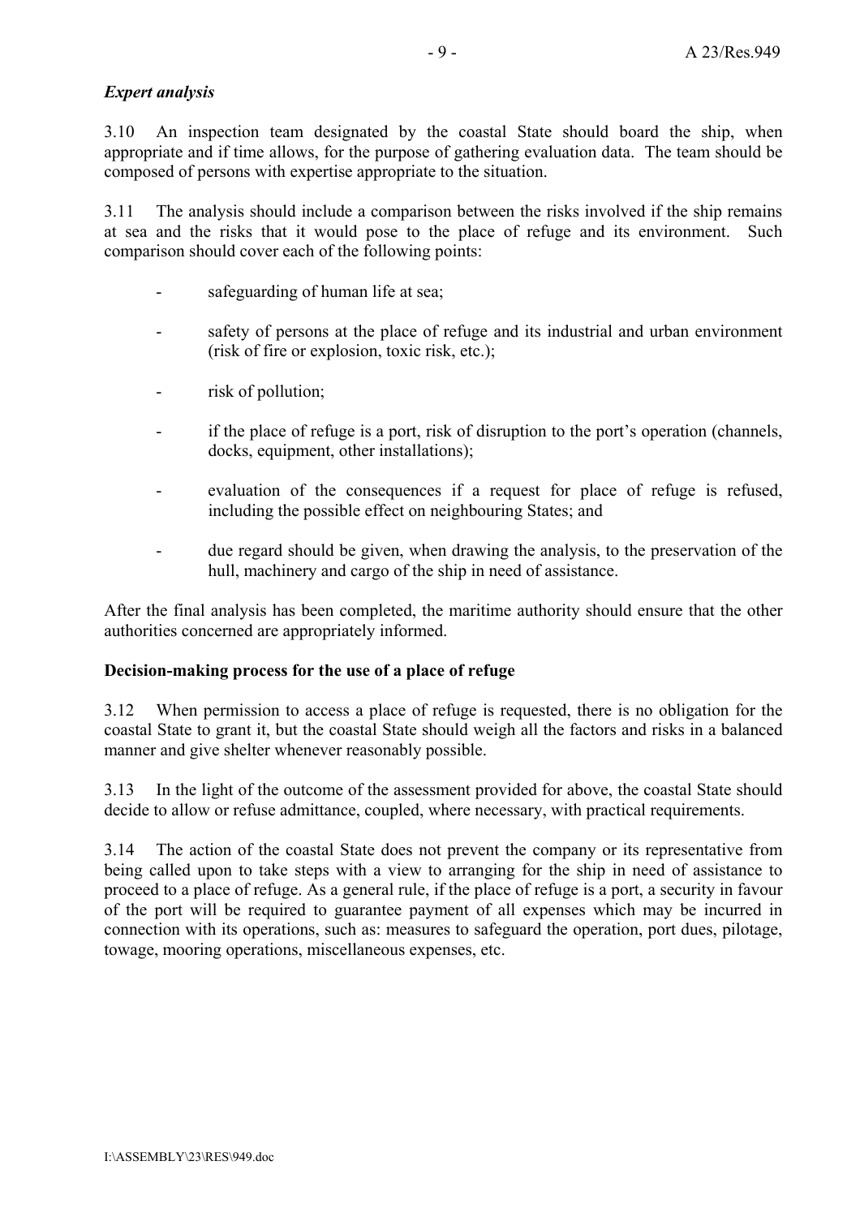*Expert analysis*

3.10 An inspection team designated by the coastal State should board the ship, when appropriate and if time allows, for the purpose of gathering evaluation data. The team should be composed of persons with expertise appropriate to the situation.

3.11 The analysis should include a comparison between the risks involved if the ship remains at sea and the risks that it would pose to the place of refuge and its environment. Such comparison should cover each of the following points:

- safeguarding of human life at sea;
- safety of persons at the place of refuge and its industrial and urban environment (risk of fire or explosion, toxic risk, etc.);
- risk of pollution;
- if the place of refuge is a port, risk of disruption to the port's operation (channels, docks, equipment, other installations);
- evaluation of the consequences if a request for place of refuge is refused, including the possible effect on neighbouring States; and
- due regard should be given, when drawing the analysis, to the preservation of the hull, machinery and cargo of the ship in need of assistance.

After the final analysis has been completed, the maritime authority should ensure that the other authorities concerned are appropriately informed.

**Decision-making process for the use of a place of refuge**

3.12 When permission to access a place of refuge is requested, there is no obligation for the coastal State to grant it, but the coastal State should weigh all the factors and risks in a balanced manner and give shelter whenever reasonably possible.

3.13 In the light of the outcome of the assessment provided for above, the coastal State should decide to allow or refuse admittance, coupled, where necessary, with practical requirements.

3.14 The action of the coastal State does not prevent the company or its representative from being called upon to take steps with a view to arranging for the ship in need of assistance to proceed to a place of refuge. As a general rule, if the place of refuge is a port, a security in favour of the port will be required to guarantee payment of all expenses which may be incurred in connection with its operations, such as: measures to safeguard the operation, port dues, pilotage, towage, mooring operations, miscellaneous expenses, etc.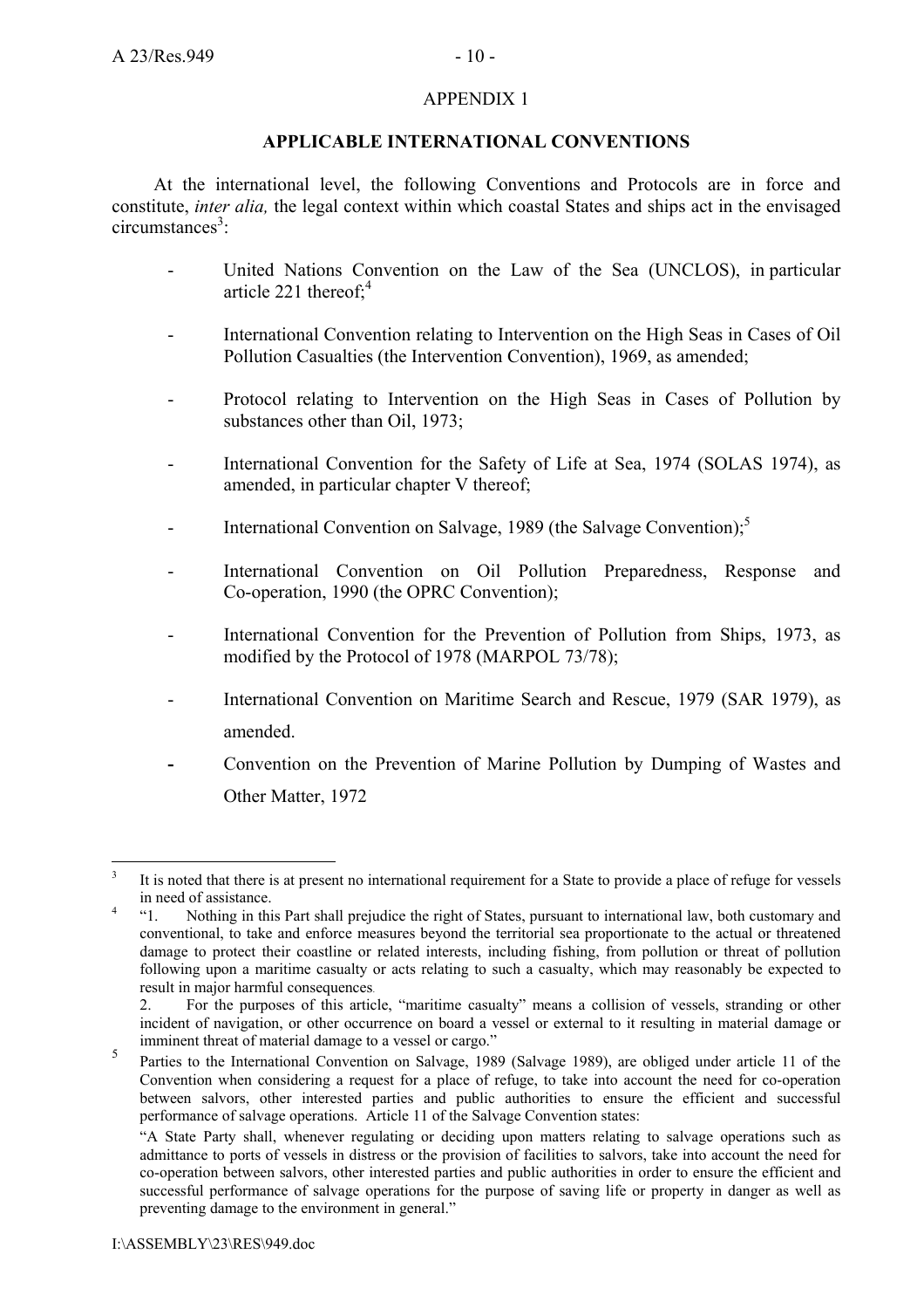APPENDIX 1

## APPLICABLE INTERNATIONAL CONVENTIONS

At the international level, the following Conventions and Protocols are in force and constitute, *inter alia,* the legal context within which coastal States and ships act in the envisaged circumstances[3]:

- United Nations Convention on the Law of the Sea (UNCLOS), in particular article 221 thereof;[4]
- International Convention relating to Intervention on the High Seas in Cases of Oil Pollution Casualties (the Intervention Convention), 1969, as amended;
- Protocol relating to Intervention on the High Seas in Cases of Pollution by substances other than Oil, 1973;
- International Convention for the Safety of Life at Sea, 1974 (SOLAS 1974), as amended, in particular chapter V thereof;
- International Convention on Salvage, 1989 (the Salvage Convention);[5]
- International Convention on Oil Pollution Preparedness, Response and Co-operation, 1990 (the OPRC Convention);
- International Convention for the Prevention of Pollution from Ships, 1973, as modified by the Protocol of 1978 (MARPOL 73/78);
- International Convention on Maritime Search and Rescue, 1979 (SAR 1979), as amended.
- Convention on the Prevention of Marine Pollution by Dumping of Wastes and Other Matter, 1972

---

[3] It is noted that there is at present no international requirement for a State to provide a place of refuge for vessels in need of assistance.

[4] "1. Nothing in this Part shall prejudice the right of States, pursuant to international law, both customary and conventional, to take and enforce measures beyond the territorial sea proportionate to the actual or threatened damage to protect their coastline or related interests, including fishing, from pollution or threat of pollution following upon a maritime casualty or acts relating to such a casualty, which may reasonably be expected to result in major harmful consequences.

2. For the purposes of this article, "maritime casualty" means a collision of vessels, stranding or other incident of navigation, or other occurrence on board a vessel or external to it resulting in material damage or imminent threat of material damage to a vessel or cargo."

[5] Parties to the International Convention on Salvage, 1989 (Salvage 1989), are obliged under article 11 of the Convention when considering a request for a place of refuge, to take into account the need for co-operation between salvors, other interested parties and public authorities to ensure the efficient and successful performance of salvage operations. Article 11 of the Salvage Convention states:

"A State Party shall, whenever regulating or deciding upon matters relating to salvage operations such as admittance to ports of vessels in distress or the provision of facilities to salvors, take into account the need for co-operation between salvors, other interested parties and public authorities in order to ensure the efficient and successful performance of salvage operations for the purpose of saving life or property in danger as well as preventing damage to the environment in general."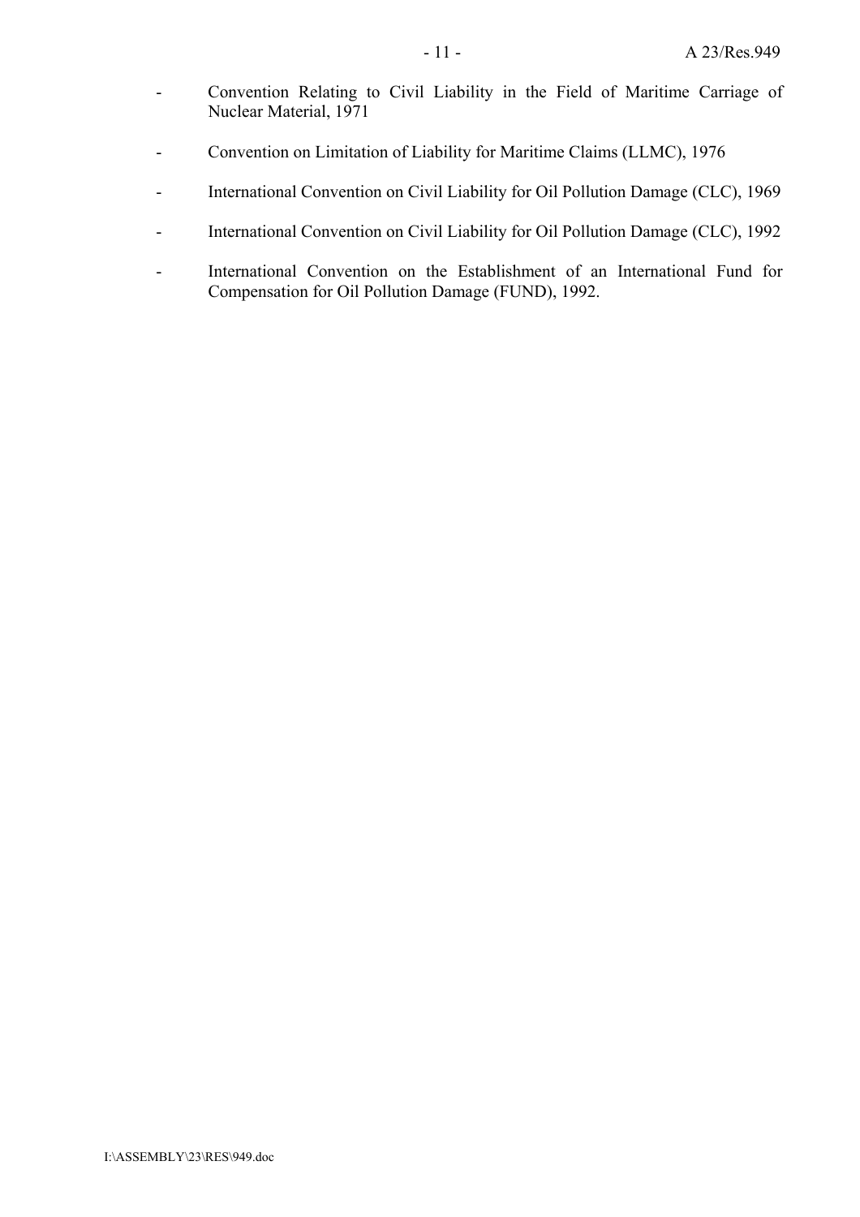- Convention Relating to Civil Liability in the Field of Maritime Carriage of Nuclear Material, 1971
- Convention on Limitation of Liability for Maritime Claims (LLMC), 1976
- International Convention on Civil Liability for Oil Pollution Damage (CLC), 1969
- International Convention on Civil Liability for Oil Pollution Damage (CLC), 1992
- International Convention on the Establishment of an International Fund for Compensation for Oil Pollution Damage (FUND), 1992.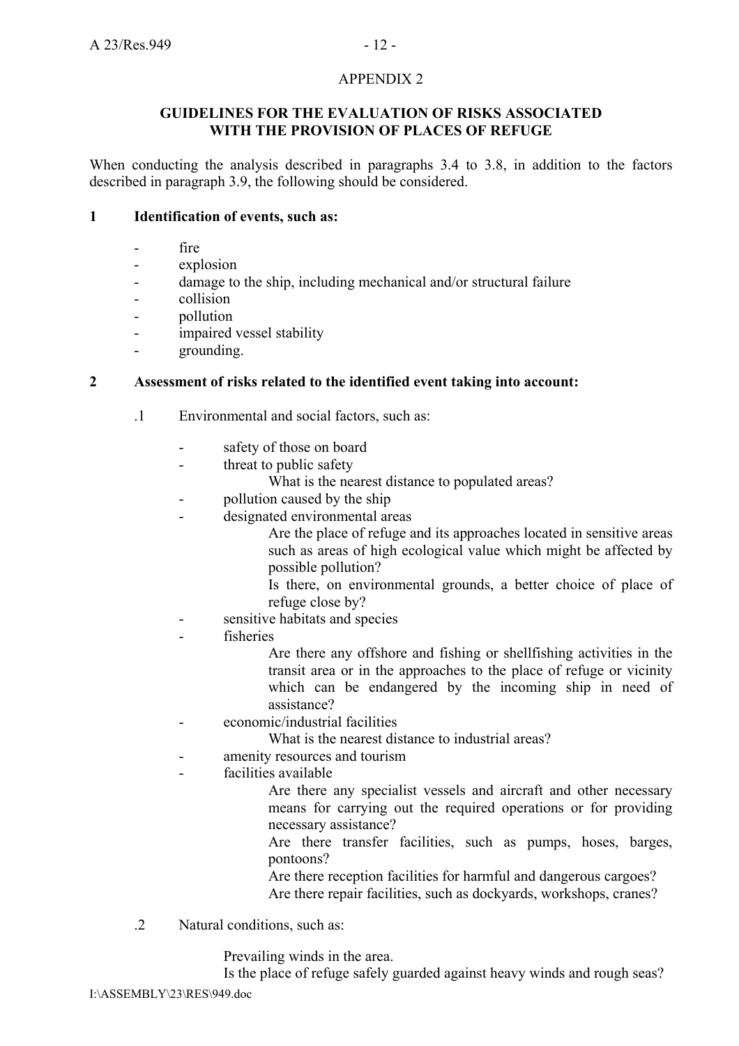APPENDIX 2

**GUIDELINES FOR THE EVALUATION OF RISKS ASSOCIATED WITH THE PROVISION OF PLACES OF REFUGE**

When conducting the analysis described in paragraphs 3.4 to 3.8, in addition to the factors described in paragraph 3.9, the following should be considered.

**1 Identification of events, such as:**

- fire
- explosion
- damage to the ship, including mechanical and/or structural failure
- collision
- pollution
- impaired vessel stability
- grounding.

**2 Assessment of risks related to the identified event taking into account:**

.1 Environmental and social factors, such as:

- safety of those on board
- threat to public safety

    What is the nearest distance to populated areas?

- pollution caused by the ship
- designated environmental areas

    Are the place of refuge and its approaches located in sensitive areas such as areas of high ecological value which might be affected by possible pollution?

    Is there, on environmental grounds, a better choice of place of refuge close by?

- sensitive habitats and species
- fisheries

    Are there any offshore and fishing or shellfishing activities in the transit area or in the approaches to the place of refuge or vicinity which can be endangered by the incoming ship in need of assistance?

- economic/industrial facilities

    What is the nearest distance to industrial areas?

- amenity resources and tourism
- facilities available

    Are there any specialist vessels and aircraft and other necessary means for carrying out the required operations or for providing necessary assistance?

    Are there transfer facilities, such as pumps, hoses, barges, pontoons?

    Are there reception facilities for harmful and dangerous cargoes?

    Are there repair facilities, such as dockyards, workshops, cranes?

.2 Natural conditions, such as:

Prevailing winds in the area.

Is the place of refuge safely guarded against heavy winds and rough seas?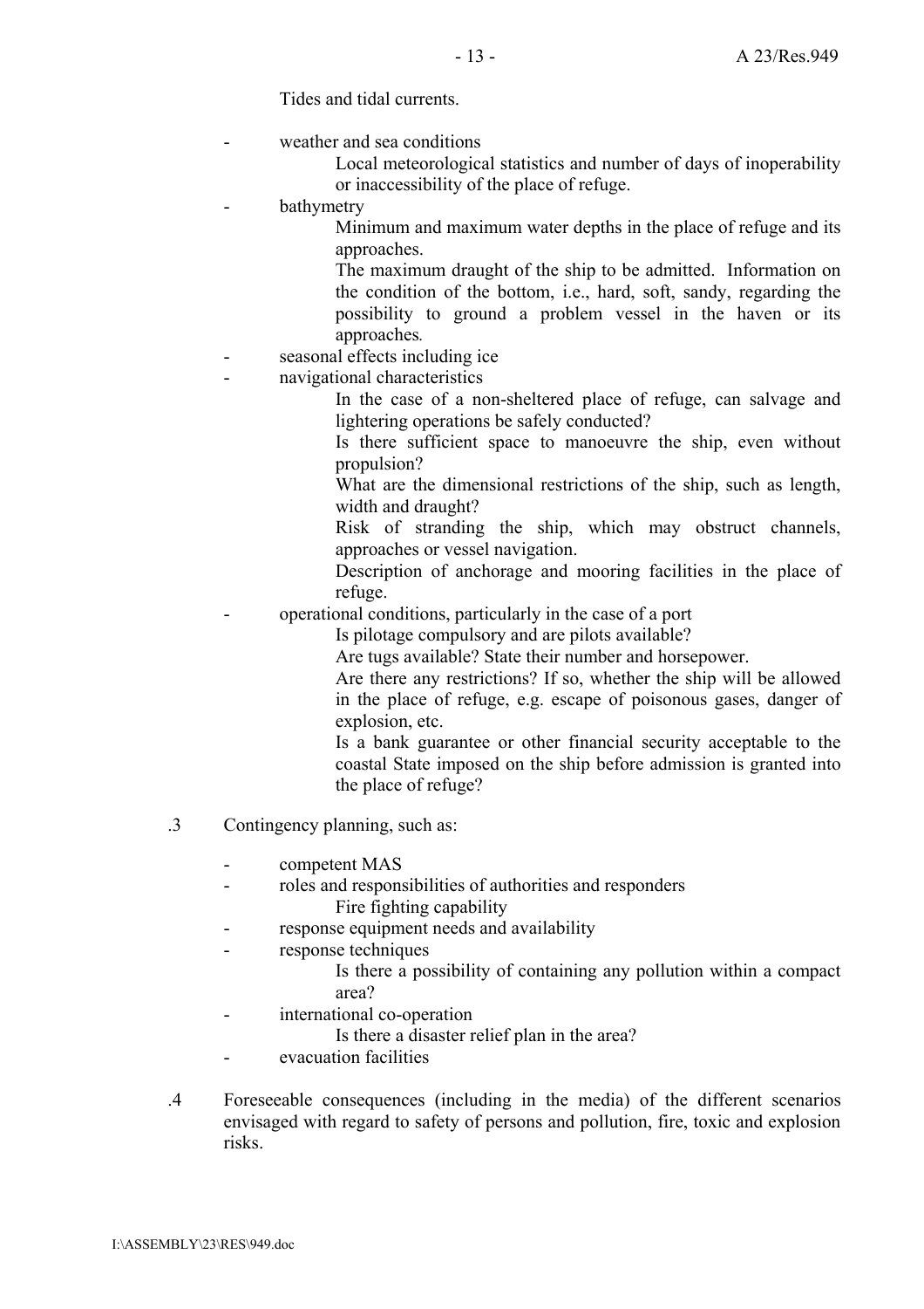Tides and tidal currents.

- weather and sea conditions

  Local meteorological statistics and number of days of inoperability or inaccessibility of the place of refuge.

- bathymetry

  Minimum and maximum water depths in the place of refuge and its approaches.

  The maximum draught of the ship to be admitted. Information on the condition of the bottom, i.e., hard, soft, sandy, regarding the possibility to ground a problem vessel in the haven or its approaches.

- seasonal effects including ice
- navigational characteristics

  In the case of a non-sheltered place of refuge, can salvage and lightering operations be safely conducted?

  Is there sufficient space to manoeuvre the ship, even without propulsion?

  What are the dimensional restrictions of the ship, such as length, width and draught?

  Risk of stranding the ship, which may obstruct channels, approaches or vessel navigation.

  Description of anchorage and mooring facilities in the place of refuge.

- operational conditions, particularly in the case of a port

  Is pilotage compulsory and are pilots available?

  Are tugs available? State their number and horsepower.

  Are there any restrictions? If so, whether the ship will be allowed in the place of refuge, e.g. escape of poisonous gases, danger of explosion, etc.

  Is a bank guarantee or other financial security acceptable to the coastal State imposed on the ship before admission is granted into the place of refuge?

.3 Contingency planning, such as:

- competent MAS
- roles and responsibilities of authorities and responders

  Fire fighting capability

- response equipment needs and availability
- response techniques

  Is there a possibility of containing any pollution within a compact area?

- international co-operation

  Is there a disaster relief plan in the area?

- evacuation facilities

.4 Foreseeable consequences (including in the media) of the different scenarios envisaged with regard to safety of persons and pollution, fire, toxic and explosion risks.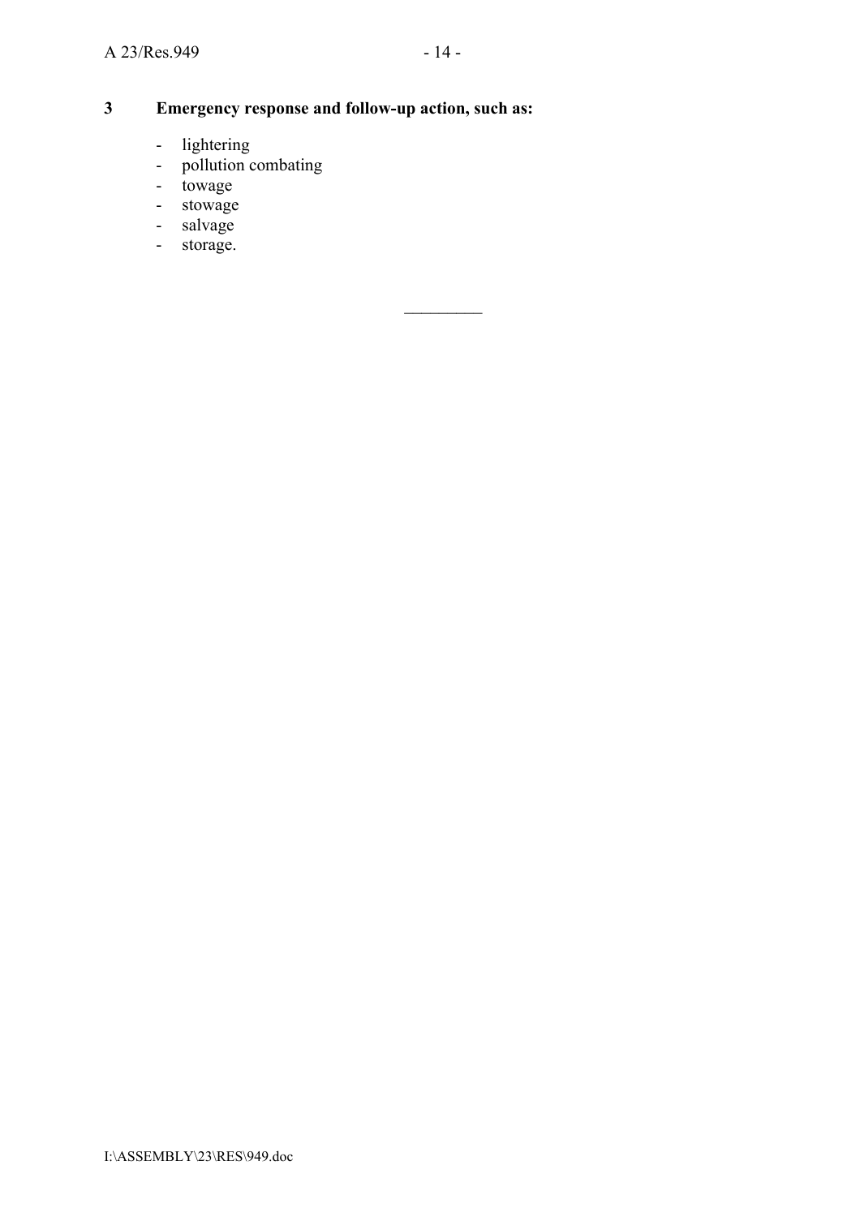**3 Emergency response and follow-up action, such as:**

- lightering
- pollution combating
- towage
- stowage
- salvage
- storage.

___